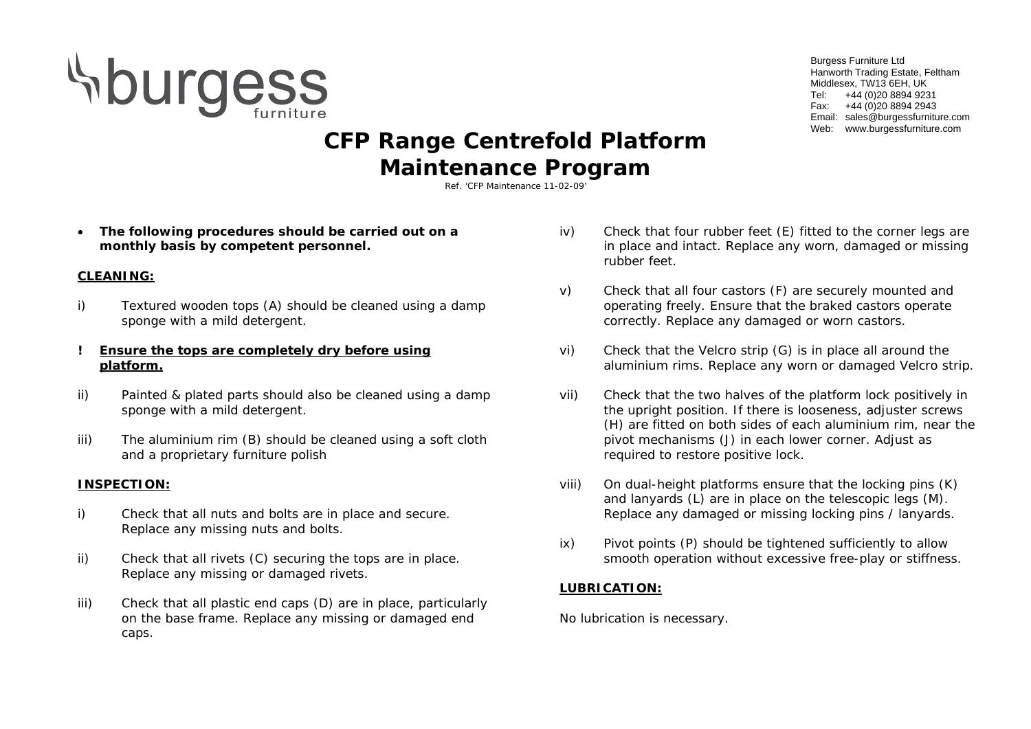burgess furniture

Burgess Furniture Ltd
Hanworth Trading Estate, Feltham
Middlesex, TW13 6EH, UK
Tel: +44 (0)20 8894 9231
Fax: +44 (0)20 8894 2943
Email: sales@burgessfurniture.com
Web: www.burgessfurniture.com

# CFP Range Centrefold Platform Maintenance Program

Ref. 'CFP Maintenance 11-02-09'

- **The following procedures should be carried out on a monthly basis by competent personnel.**

**CLEANING:**

i) Textured wooden tops (A) should be cleaned using a damp sponge with a mild detergent.

**! Ensure the tops are completely dry before using platform.**

ii) Painted & plated parts should also be cleaned using a damp sponge with a mild detergent.

iii) The aluminium rim (B) should be cleaned using a soft cloth and a proprietary furniture polish

**INSPECTION:**

i) Check that all nuts and bolts are in place and secure. Replace any missing nuts and bolts.

ii) Check that all rivets (C) securing the tops are in place. Replace any missing or damaged rivets.

iii) Check that all plastic end caps (D) are in place, particularly on the base frame. Replace any missing or damaged end caps.

iv) Check that four rubber feet (E) fitted to the corner legs are in place and intact. Replace any worn, damaged or missing rubber feet.

v) Check that all four castors (F) are securely mounted and operating freely. Ensure that the braked castors operate correctly. Replace any damaged or worn castors.

vi) Check that the Velcro strip (G) is in place all around the aluminium rims. Replace any worn or damaged Velcro strip.

vii) Check that the two halves of the platform lock positively in the upright position. If there is looseness, adjuster screws (H) are fitted on both sides of each aluminium rim, near the pivot mechanisms (J) in each lower corner. Adjust as required to restore positive lock.

viii) On dual-height platforms ensure that the locking pins (K) and lanyards (L) are in place on the telescopic legs (M). Replace any damaged or missing locking pins / lanyards.

ix) Pivot points (P) should be tightened sufficiently to allow smooth operation without excessive free-play or stiffness.

**LUBRICATION:**

No lubrication is necessary.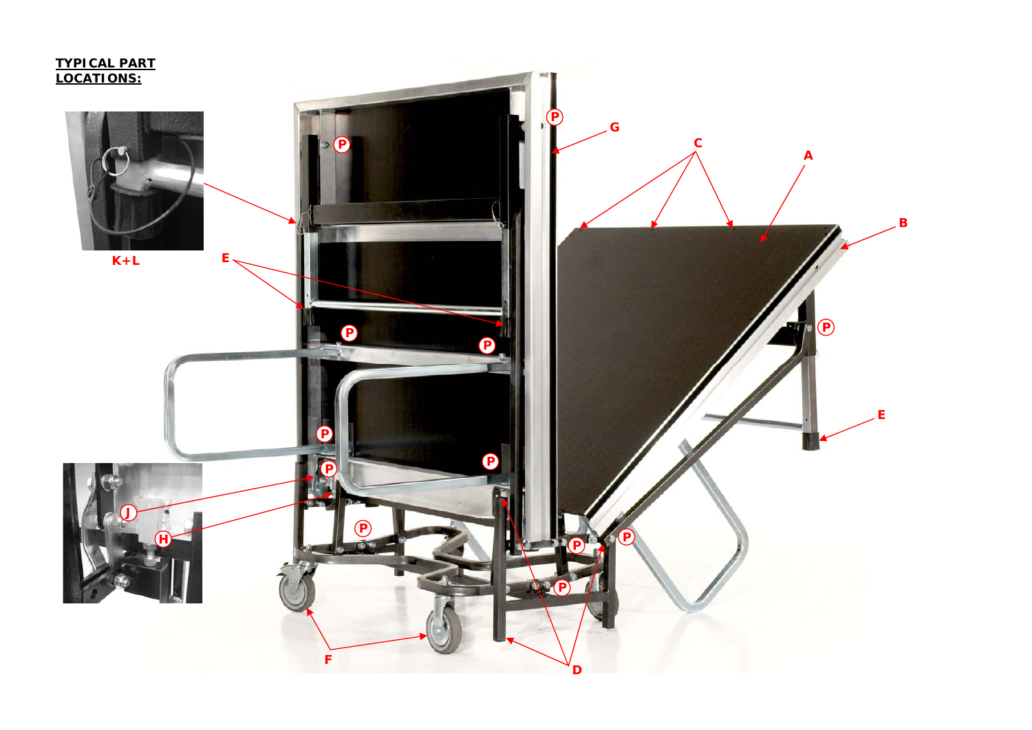**TYPICAL PART LOCATIONS:**

K+L

A

B

C

D

E

F

G

H

J

P